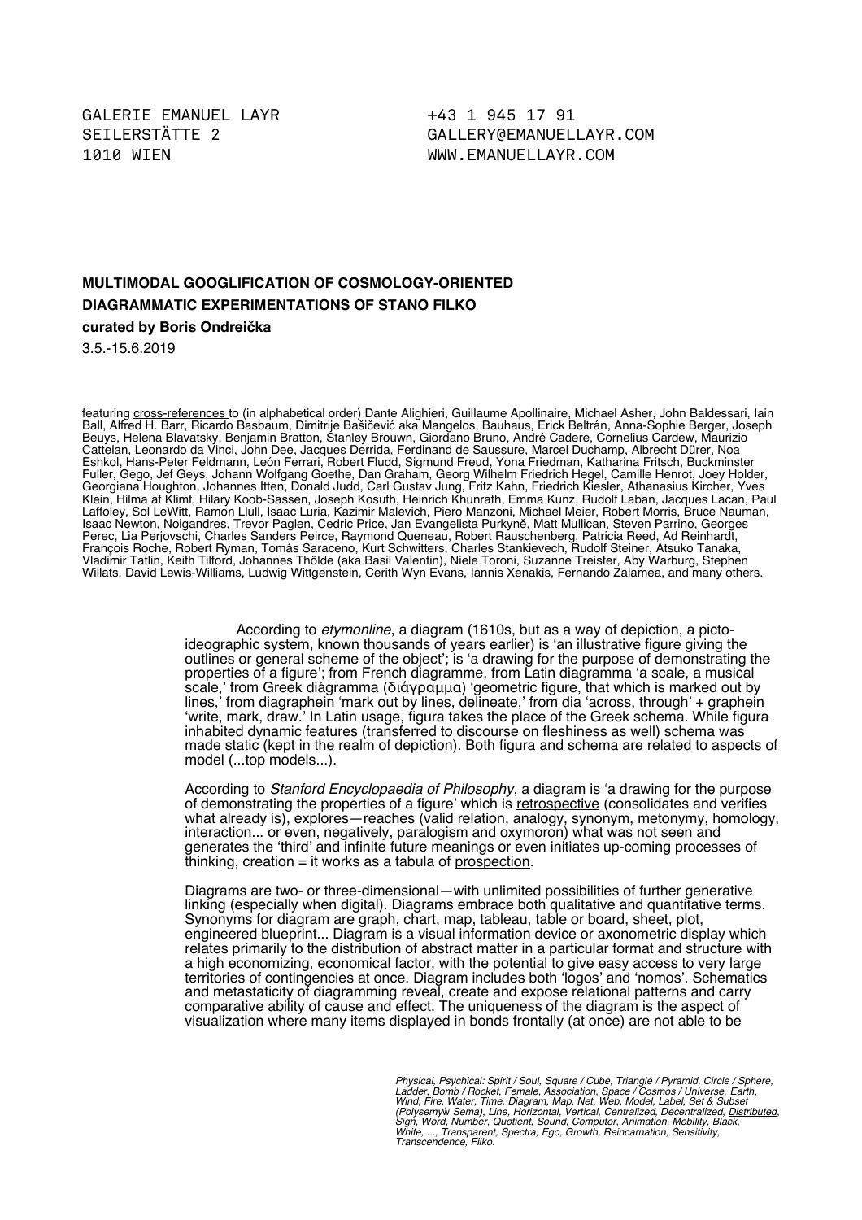GALERIE EMANUEL LAYR
SEILERSTÄTTE 2
1010 WIEN

+43 1 945 17 91
GALLERY@EMANUELLAYR.COM
WWW.EMANUELLAYR.COM

**MULTIMODAL GOOGLIFICATION OF COSMOLOGY-ORIENTED DIAGRAMMATIC EXPERIMENTATIONS OF STANO FILKO**

**curated by Boris Ondreička**

3.5.-15.6.2019

featuring cross-references to (in alphabetical order) Dante Alighieri, Guillaume Apollinaire, Michael Asher, John Baldessari, Iain Ball, Alfred H. Barr, Ricardo Basbaum, Dimitrije Bašičević aka Mangelos, Bauhaus, Erick Beltrán, Anna-Sophie Berger, Joseph Beuys, Helena Blavatsky, Benjamin Bratton, Stanley Brouwn, Giordano Bruno, André Cadere, Cornelius Cardew, Maurizio Cattelan, Leonardo da Vinci, John Dee, Jacques Derrida, Ferdinand de Saussure, Marcel Duchamp, Albrecht Dürer, Noa Eshkol, Hans-Peter Feldmann, León Ferrari, Robert Fludd, Sigmund Freud, Yona Friedman, Katharina Fritsch, Buckminster Fuller, Gego, Jef Geys, Johann Wolfgang Goethe, Dan Graham, Georg Wilhelm Friedrich Hegel, Camille Henrot, Joey Holder, Georgiana Houghton, Johannes Itten, Donald Judd, Carl Gustav Jung, Fritz Kahn, Friedrich Kiesler, Athanasius Kircher, Yves Klein, Hilma af Klimt, Hilary Koob-Sassen, Joseph Kosuth, Heinrich Khunrath, Emma Kunz, Rudolf Laban, Jacques Lacan, Paul Laffoley, Sol LeWitt, Ramon Llull, Isaac Luria, Kazimir Malevich, Piero Manzoni, Michael Meier, Robert Morris, Bruce Nauman, Isaac Newton, Noigandres, Trevor Paglen, Cedric Price, Jan Evangelista Purkyně, Matt Mullican, Steven Parrino, Georges Perec, Lia Perjovschi, Charles Sanders Peirce, Raymond Queneau, Robert Rauschenberg, Patricia Reed, Ad Reinhardt, François Roche, Robert Ryman, Tomás Saraceno, Kurt Schwitters, Charles Stankievech, Rudolf Steiner, Atsuko Tanaka, Vladimir Tatlin, Keith Tilford, Johannes Thölde (aka Basil Valentin), Niele Toroni, Suzanne Treister, Aby Warburg, Stephen Willats, David Lewis-Williams, Ludwig Wittgenstein, Cerith Wyn Evans, Iannis Xenakis, Fernando Zalamea, and many others.

According to *etymonline*, a diagram (1610s, but as a way of depiction, a picto-ideographic system, known thousands of years earlier) is 'an illustrative figure giving the outlines or general scheme of the object'; is 'a drawing for the purpose of demonstrating the properties of a figure'; from French diagramme, from Latin diagramma 'a scale, a musical scale,' from Greek diágramma (διάγραμμα) 'geometric figure, that which is marked out by lines,' from diagraphein 'mark out by lines, delineate,' from dia 'across, through' + graphein 'write, mark, draw.' In Latin usage, figura takes the place of the Greek schema. While figura inhabited dynamic features (transferred to discourse on fleshiness as well) schema was made static (kept in the realm of depiction). Both figura and schema are related to aspects of model (...top models...).

According to *Stanford Encyclopaedia of Philosophy*, a diagram is 'a drawing for the purpose of demonstrating the properties of a figure' which is retrospective (consolidates and verifies what already is), explores—reaches (valid relation, analogy, synonym, metonymy, homology, interaction... or even, negatively, paralogism and oxymoron) what was not seen and generates the 'third' and infinite future meanings or even initiates up-coming processes of thinking, creation = it works as a tabula of prospection.

Diagrams are two- or three-dimensional—with unlimited possibilities of further generative linking (especially when digital). Diagrams embrace both qualitative and quantitative terms. Synonyms for diagram are graph, chart, map, tableau, table or board, sheet, plot, engineered blueprint... Diagram is a visual information device or axonometric display which relates primarily to the distribution of abstract matter in a particular format and structure with a high economizing, economical factor, with the potential to give easy access to very large territories of contingencies at once. Diagram includes both 'logos' and 'nomos'. Schematics and metastaticity of diagramming reveal, create and expose relational patterns and carry comparative ability of cause and effect. The uniqueness of the diagram is the aspect of visualization where many items displayed in bonds frontally (at once) are not able to be

*Physical, Psychical: Spirit / Soul, Square / Cube, Triangle / Pyramid, Circle / Sphere, Ladder, Bomb / Rocket, Female, Association, Space / Cosmos / Universe, Earth, Wind, Fire, Water, Time, Diagram, Map, Net, Web, Model, Label, Set & Subset (Polysemyw Sema), Line, Horizontal, Vertical, Centralized, Decentralized, Distributed, Sign, Word, Number, Quotient, Sound, Computer, Animation, Mobility, Black, White, ..., Transparent, Spectra, Ego, Growth, Reincarnation, Sensitivity, Transcendence, Filko.*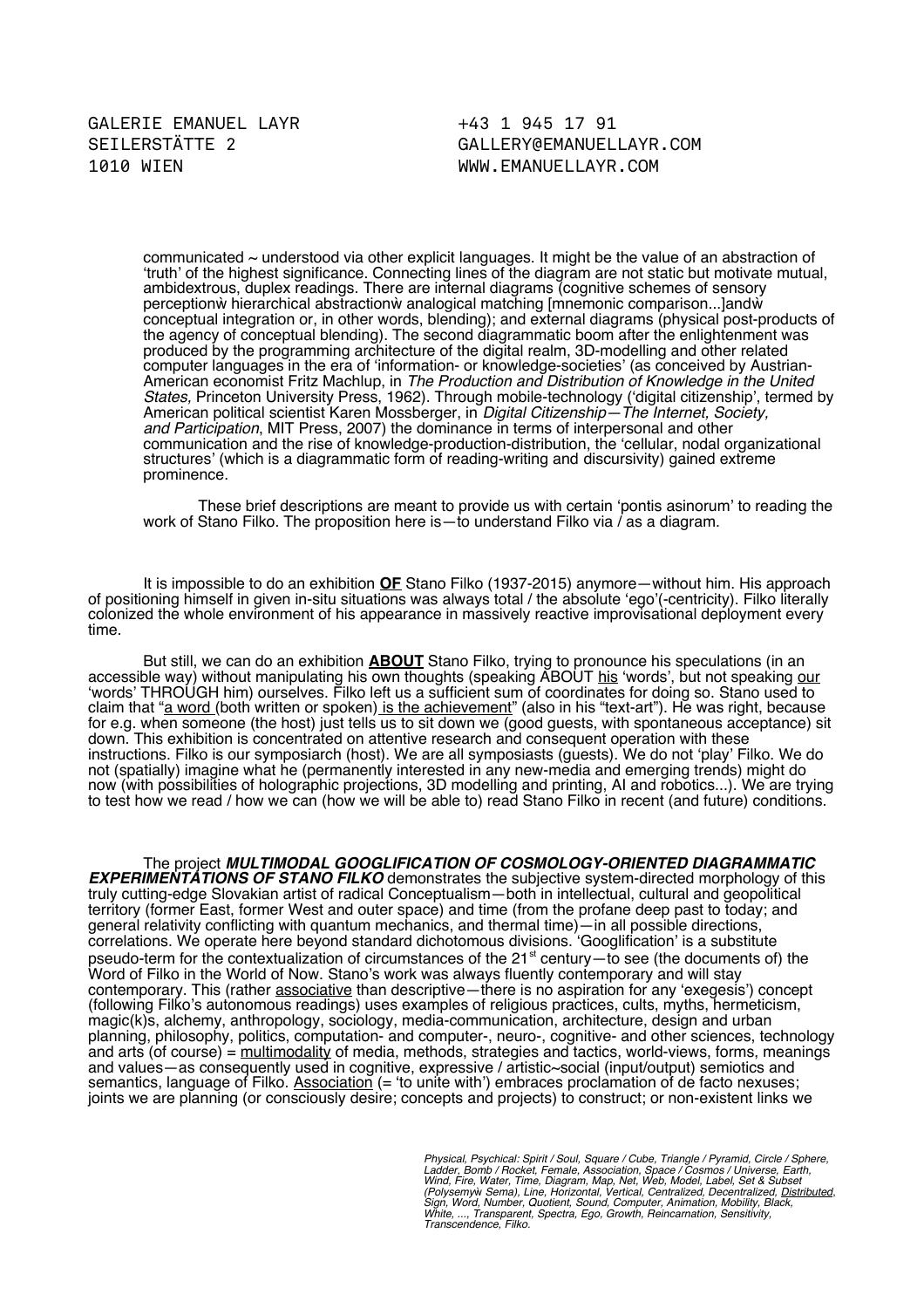communicated ~ understood via other explicit languages. It might be the value of an abstraction of 'truth' of the highest significance. Connecting lines of the diagram are not static but motivate mutual, ambidextrous, duplex readings. There are internal diagrams (cognitive schemes of sensory perceptionẁ hierarchical abstractionẁ analogical matching [mnemonic comparison...]andẁ conceptual integration or, in other words, blending); and external diagrams (physical post-products of the agency of conceptual blending). The second diagrammatic boom after the enlightenment was produced by the programming architecture of the digital realm, 3D-modelling and other related computer languages in the era of 'information- or knowledge-societies' (as conceived by Austrian-American economist Fritz Machlup, in *The Production and Distribution of Knowledge in the United States,* Princeton University Press, 1962). Through mobile-technology ('digital citizenship', termed by American political scientist Karen Mossberger, in *Digital Citizenship—The Internet, Society, and Participation*, MIT Press, 2007) the dominance in terms of interpersonal and other communication and the rise of knowledge-production-distribution, the 'cellular, nodal organizational structures' (which is a diagrammatic form of reading-writing and discursivity) gained extreme prominence.

These brief descriptions are meant to provide us with certain 'pontis asinorum' to reading the work of Stano Filko. The proposition here is—to understand Filko via / as a diagram.

It is impossible to do an exhibition **OF** Stano Filko (1937-2015) anymore—without him. His approach of positioning himself in given in-situ situations was always total / the absolute 'ego'(-centricity). Filko literally colonized the whole environment of his appearance in massively reactive improvisational deployment every time.

But still, we can do an exhibition **ABOUT** Stano Filko, trying to pronounce his speculations (in an accessible way) without manipulating his own thoughts (speaking ABOUT his 'words', but not speaking our 'words' THROUGH him) ourselves. Filko left us a sufficient sum of coordinates for doing so. Stano used to claim that "a word (both written or spoken) is the achievement" (also in his "text-art"). He was right, because for e.g. when someone (the host) just tells us to sit down we (good guests, with spontaneous acceptance) sit down. This exhibition is concentrated on attentive research and consequent operation with these instructions. Filko is our symposiarch (host). We are all symposiasts (guests). We do not 'play' Filko. We do not (spatially) imagine what he (permanently interested in any new-media and emerging trends) might do now (with possibilities of holographic projections, 3D modelling and printing, AI and robotics...). We are trying to test how we read / how we can (how we will be able to) read Stano Filko in recent (and future) conditions.

The project ***MULTIMODAL GOOGLIFICATION OF COSMOLOGY-ORIENTED DIAGRAMMATIC EXPERIMENTATIONS OF STANO FILKO*** demonstrates the subjective system-directed morphology of this truly cutting-edge Slovakian artist of radical Conceptualism—both in intellectual, cultural and geopolitical territory (former East, former West and outer space) and time (from the profane deep past to today; and general relativity conflicting with quantum mechanics, and thermal time)—in all possible directions, correlations. We operate here beyond standard dichotomous divisions. 'Googlification' is a substitute pseudo-term for the contextualization of circumstances of the 21st century—to see (the documents of) the Word of Filko in the World of Now. Stano's work was always fluently contemporary and will stay contemporary. This (rather associative than descriptive—there is no aspiration for any 'exegesis') concept (following Filko's autonomous readings) uses examples of religious practices, cults, myths, hermeticism, magic(k)s, alchemy, anthropology, sociology, media-communication, architecture, design and urban planning, philosophy, politics, computation- and computer-, neuro-, cognitive- and other sciences, technology and arts (of course) = multimodality of media, methods, strategies and tactics, world-views, forms, meanings and values—as consequently used in cognitive, expressive / artistic~social (input/output) semiotics and semantics, language of Filko. Association (= 'to unite with') embraces proclamation of de facto nexuses; joints we are planning (or consciously desire; concepts and projects) to construct; or non-existent links we

*Physical, Psychical: Spirit / Soul, Square / Cube, Triangle / Pyramid, Circle / Sphere, Ladder, Bomb / Rocket, Female, Association, Space / Cosmos / Universe, Earth, Wind, Fire, Water, Time, Diagram, Map, Net, Web, Model, Label, Set & Subset (Polysemyẁ Sema), Line, Horizontal, Vertical, Centralized, Decentralized, Distributed, Sign, Word, Number, Quotient, Sound, Computer, Animation, Mobility, Black, White, ..., Transparent, Spectra, Ego, Growth, Reincarnation, Sensitivity, Transcendence, Filko.*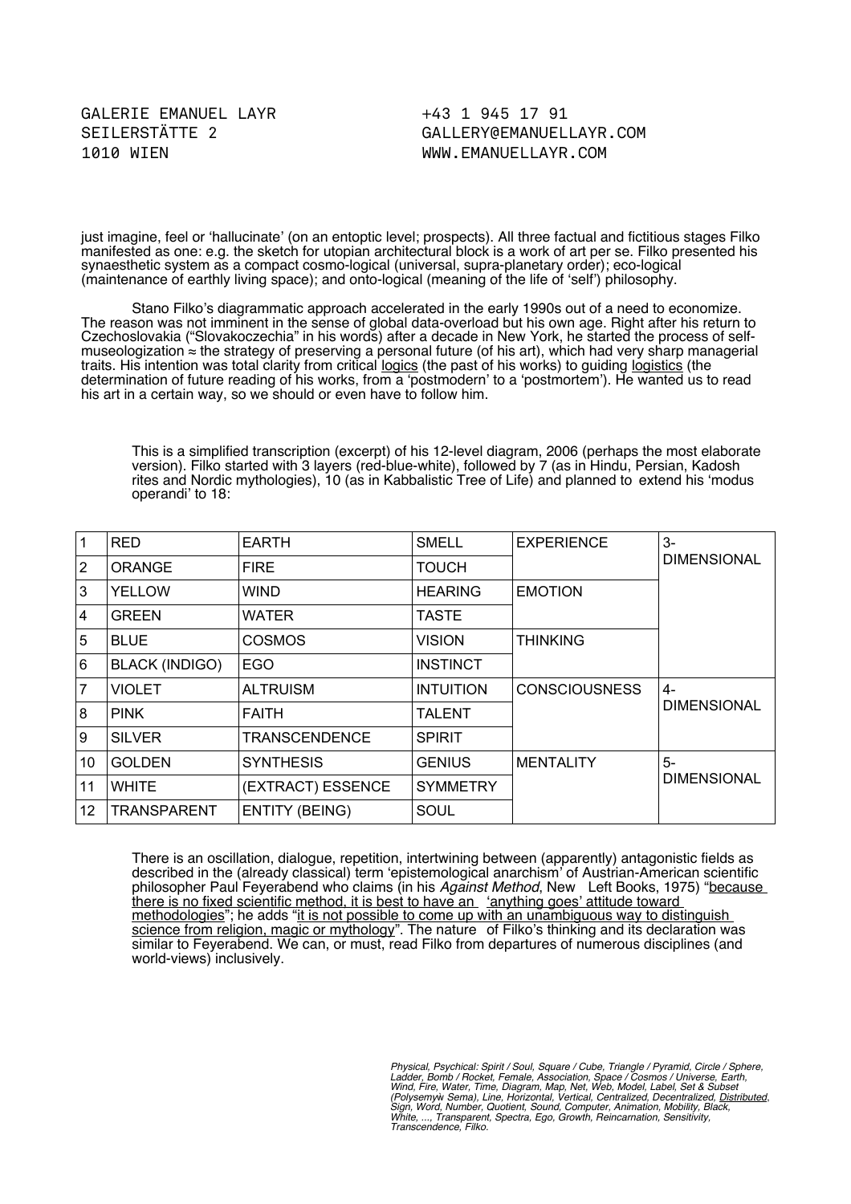just imagine, feel or 'hallucinate' (on an entoptic level; prospects). All three factual and fictitious stages Filko manifested as one: e.g. the sketch for utopian architectural block is a work of art per se. Filko presented his synaesthetic system as a compact cosmo-logical (universal, supra-planetary order); eco-logical (maintenance of earthly living space); and onto-logical (meaning of the life of 'self') philosophy.

Stano Filko's diagrammatic approach accelerated in the early 1990s out of a need to economize. The reason was not imminent in the sense of global data-overload but his own age. Right after his return to Czechoslovakia ("Slovakoczechia" in his words) after a decade in New York, he started the process of self-museologization ≈ the strategy of preserving a personal future (of his art), which had very sharp managerial traits. His intention was total clarity from critical <u>logics</u> (the past of his works) to guiding <u>logistics</u> (the determination of future reading of his works, from a 'postmodern' to a 'postmortem'). He wanted us to read his art in a certain way, so we should or even have to follow him.

This is a simplified transcription (excerpt) of his 12-level diagram, 2006 (perhaps the most elaborate version). Filko started with 3 layers (red-blue-white), followed by 7 (as in Hindu, Persian, Kadosh rites and Nordic mythologies), 10 (as in Kabbalistic Tree of Life) and planned to extend his 'modus operandi' to 18:

| | | | | | |
|---|---|---|---|---|---|
| 1 | RED | EARTH | SMELL | EXPERIENCE | 3-DIMENSIONAL |
| 2 | ORANGE | FIRE | TOUCH | | |
| 3 | YELLOW | WIND | HEARING | EMOTION | |
| 4 | GREEN | WATER | TASTE | | |
| 5 | BLUE | COSMOS | VISION | THINKING | |
| 6 | BLACK (INDIGO) | EGO | INSTINCT | | |
| 7 | VIOLET | ALTRUISM | INTUITION | CONSCIOUSNESS | 4-DIMENSIONAL |
| 8 | PINK | FAITH | TALENT | | |
| 9 | SILVER | TRANSCENDENCE | SPIRIT | | |
| 10 | GOLDEN | SYNTHESIS | GENIUS | MENTALITY | 5-DIMENSIONAL |
| 11 | WHITE | (EXTRACT) ESSENCE | SYMMETRY | | |
| 12 | TRANSPARENT | ENTITY (BEING) | SOUL | | |

There is an oscillation, dialogue, repetition, intertwining between (apparently) antagonistic fields as described in the (already classical) term 'epistemological anarchism' of Austrian-American scientific philosopher Paul Feyerabend who claims (in his *Against Method*, New Left Books, 1975) "<u>because there is no fixed scientific method, it is best to have an 'anything goes' attitude toward methodologies</u>"; he adds "<u>it is not possible to come up with an unambiguous way to distinguish science from religion, magic or mythology</u>". The nature of Filko's thinking and its declaration was similar to Feyerabend. We can, or must, read Filko from departures of numerous disciplines (and world-views) inclusively.

*Physical, Psychical: Spirit / Soul, Square / Cube, Triangle / Pyramid, Circle / Sphere, Ladder, Bomb / Rocket, Female, Association, Space / Cosmos / Universe, Earth, Wind, Fire, Water, Time, Diagram, Map, Net, Web, Model, Label, Set & Subset (Polysemyw Sema), Line, Horizontal, Vertical, Centralized, Decentralized, <u>Distributed</u>, Sign, Word, Number, Quotient, Sound, Computer, Animation, Mobility, Black, White, ..., Transparent, Spectra, Ego, Growth, Reincarnation, Sensitivity, Transcendence, Filko.*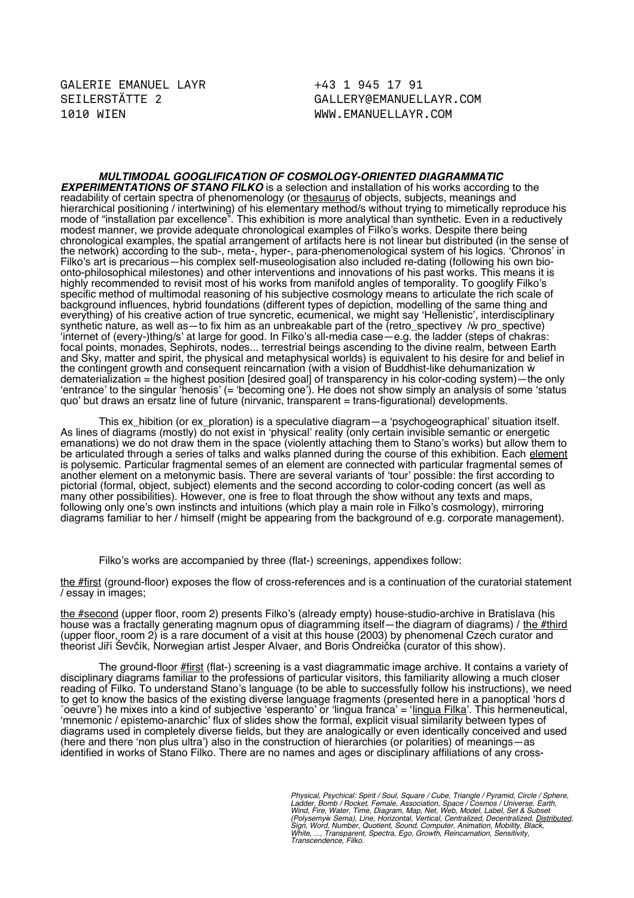GALERIE EMANUEL LAYR
SEILERSTÄTTE 2
1010 WIEN

+43 1 945 17 91
GALLERY@EMANUELLAYR.COM
WWW.EMANUELLAYR.COM

***MULTIMODAL GOOGLIFICATION OF COSMOLOGY-ORIENTED DIAGRAMMATIC EXPERIMENTATIONS OF STANO FILKO*** is a selection and installation of his works according to the readability of certain spectra of phenomenology (or thesaurus of objects, subjects, meanings and hierarchical positioning / intertwining) of his elementary method/s without trying to mimetically reproduce his mode of "installation par excellence". This exhibition is more analytical than synthetic. Even in a reductively modest manner, we provide adequate chronological examples of Filko's works. Despite there being chronological examples, the spatial arrangement of artifacts here is not linear but distributed (in the sense of the network) according to the sub-, meta-, hyper-, para-phenomenological system of his logics. 'Chronos' in Filko's art is precarious—his complex self-museologisation also included re-dating (following his own bio-onto-philosophical milestones) and other interventions and innovations of his past works. This means it is highly recommended to revisit most of his works from manifold angles of temporality. To googlify Filko's specific method of multimodal reasoning of his subjective cosmology means to articulate the rich scale of background influences, hybrid foundations (different types of depiction, modelling of the same thing and everything) of his creative action of true syncretic, ecumenical, we might say 'Hellenistic', interdisciplinary synthetic nature, as well as—to fix him as an unbreakable part of the (retro_spective / pro_spective) 'internet of (every-)thing/s' at large for good. In Filko's all-media case—e.g. the ladder (steps of chakras: focal points, monades, Sephirots, nodes... terrestrial beings ascending to the divine realm, between Earth and Sky, matter and spirit, the physical and metaphysical worlds) is equivalent to his desire for and belief in the contingent growth and consequent reincarnation (with a vision of Buddhist-like dehumanization dematerialization = the highest position [desired goal] of transparency in his color-coding system)—the only 'entrance' to the singular 'henosis' (= 'becoming one'). He does not show simply an analysis of some 'status quo' but draws an ersatz line of future (nirvanic, transparent = trans-figurational) developments.

This ex_hibition (or ex_ploration) is a speculative diagram—a 'psychogeographical' situation itself. As lines of diagrams (mostly) do not exist in 'physical' reality (only certain invisible semantic or energetic emanations) we do not draw them in the space (violently attaching them to Stano's works) but allow them to be articulated through a series of talks and walks planned during the course of this exhibition. Each element is polysemic. Particular fragmental semes of an element are connected with particular fragmental semes of another element on a metonymic basis. There are several variants of 'tour' possible: the first according to pictorial (formal, object, subject) elements and the second according to color-coding concert (as well as many other possibilities). However, one is free to float through the show without any texts and maps, following only one's own instincts and intuitions (which play a main role in Filko's cosmology), mirroring diagrams familiar to her / himself (might be appearing from the background of e.g. corporate management).

Filko's works are accompanied by three (flat-) screenings, appendixes follow:

the #first (ground-floor) exposes the flow of cross-references and is a continuation of the curatorial statement / essay in images;

the #second (upper floor, room 2) presents Filko's (already empty) house-studio-archive in Bratislava (his house was a fractally generating magnum opus of diagramming itself—the diagram of diagrams) / the #third (upper floor, room 2) is a rare document of a visit at this house (2003) by phenomenal Czech curator and theorist Jiří Ševčík, Norwegian artist Jesper Alvaer, and Boris Ondreička (curator of this show).

The ground-floor #first (flat-) screening is a vast diagrammatic image archive. It contains a variety of disciplinary diagrams familiar to the professions of particular visitors, this familiarity allowing a much closer reading of Filko. To understand Stano's language (to be able to successfully follow his instructions), we need to get to know the basics of the existing diverse language fragments (presented here in a panoptical 'hors d´oeuvre') he mixes into a kind of subjective 'esperanto' or 'lingua franca' = 'lingua Filka'. This hermeneutical, 'mnemonic / epistemo-anarchic' flux of slides show the formal, explicit visual similarity between types of diagrams used in completely diverse fields, but they are analogically or even identically conceived and used (here and there 'non plus ultra') also in the construction of hierarchies (or polarities) of meanings—as identified in works of Stano Filko. There are no names and ages or disciplinary affiliations of any cross-

*Physical, Psychical: Spirit / Soul, Square / Cube, Triangle / Pyramid, Circle / Sphere, Ladder, Bomb / Rocket, Female, Association, Space / Cosmos / Universe, Earth, Wind, Fire, Water, Time, Diagram, Map, Net, Web, Model, Label, Set & Subset (Polysemy Sema), Line, Horizontal, Vertical, Centralized, Decentralized, Distributed, Sign, Word, Number, Quotient, Sound, Computer, Animation, Mobility, Black, White, ..., Transparent, Spectra, Ego, Growth, Reincarnation, Sensitivity, Transcendence, Filko.*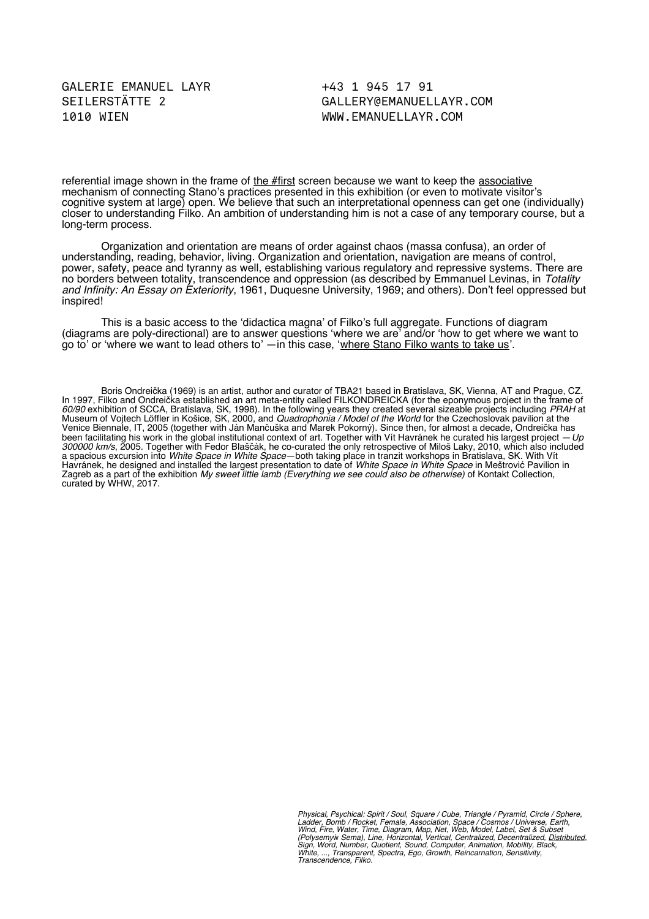referential image shown in the frame of <u>the #first</u> screen because we want to keep the <u>associative</u> mechanism of connecting Stano's practices presented in this exhibition (or even to motivate visitor's cognitive system at large) open. We believe that such an interpretational openness can get one (individually) closer to understanding Filko. An ambition of understanding him is not a case of any temporary course, but a long-term process.

Organization and orientation are means of order against chaos (massa confusa), an order of understanding, reading, behavior, living. Organization and orientation, navigation are means of control, power, safety, peace and tyranny as well, establishing various regulatory and repressive systems. There are no borders between totality, transcendence and oppression (as described by Emmanuel Levinas, in *Totality and Infinity: An Essay on Exteriority*, 1961, Duquesne University, 1969; and others). Don't feel oppressed but inspired!

This is a basic access to the 'didactica magna' of Filko's full aggregate. Functions of diagram (diagrams are poly-directional) are to answer questions 'where we are' and/or 'how to get where we want to go to' or 'where we want to lead others to' —in this case, '<u>where Stano Filko wants to take us</u>'.

Boris Ondreička (1969) is an artist, author and curator of TBA21 based in Bratislava, SK, Vienna, AT and Prague, CZ. In 1997, Filko and Ondreička established an art meta-entity called FILKONDREICKA (for the eponymous project in the frame of *60/90* exhibition of SCCA, Bratislava, SK, 1998). In the following years they created several sizeable projects including *PRAH* at Museum of Vojtech Löffler in Košice, SK, 2000, and *Quadrophonia / Model of the World* for the Czechoslovak pavilion at the Venice Biennale, IT, 2005 (together with Ján Mančuška and Marek Pokorný). Since then, for almost a decade, Ondreička has been facilitating his work in the global institutional context of art. Together with Vít Havránek he curated his largest project —*Up 300000 km/s*, 2005. Together with Fedor Blaščák, he co-curated the only retrospective of Miloš Laky, 2010, which also included a spacious excursion into *White Space in White Space*—both taking place in tranzit workshops in Bratislava, SK. With Vít Havránek, he designed and installed the largest presentation to date of *White Space in White Space* in Meštrović Pavilion in Zagreb as a part of the exhibition *My sweet little lamb (Everything we see could also be otherwise)* of Kontakt Collection, curated by WHW, 2017.

*Physical, Psychical: Spirit / Soul, Square / Cube, Triangle / Pyramid, Circle / Sphere, Ladder, Bomb / Rocket, Female, Association, Space / Cosmos / Universe, Earth, Wind, Fire, Water, Time, Diagram, Map, Net, Web, Model, Label, Set & Subset (Polysemyẘ Sema), Line, Horizontal, Vertical, Centralized, Decentralized, <u>Distributed</u>, Sign, Word, Number, Quotient, Sound, Computer, Animation, Mobility, Black, White, ..., Transparent, Spectra, Ego, Growth, Reincarnation, Sensitivity, Transcendence, Filko.*